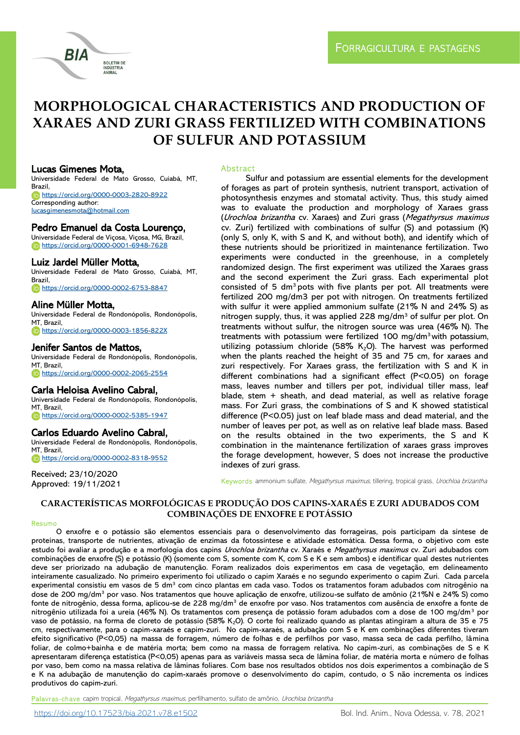Forragicultura e pastagens

# MORPHOLOGICAL CHARACTERISTICS AND PRODUCTION OF XARAES AND ZURI GRASS FERTILIZED WITH COMBINATIONS OF SULFUR AND POTASSIUM

**Lucas Gimenes Mota,**
Universidade Federal de Mato Grosso, Cuiabá, MT, Brazil,
https://orcid.org/0000-0003-2820-8922
Corresponding author:
lucasgimenesmota@hotmail.com

**Pedro Emanuel da Costa Lourenço,**
Universidade Federal de Viçosa, Viçosa, MG, Brazil,
https://orcid.org/0000-0001-6948-7628

**Luiz Jardel Müller Motta,**
Universidade Federal de Mato Grosso, Cuiabá, MT, Brazil,
https://orcid.org/0000-0002-6753-8847

**Aline Müller Motta,**
Universidade Federal de Rondonópolis, Rondonópolis, MT, Brazil,
https://orcid.org/0000-0003-1856-822X

**Jenifer Santos de Mattos,**
Universidade Federal de Rondonópolis, Rondonópolis, MT, Brazil,
https://orcid.org/0000-0002-2065-2554

**Carla Heloisa Avelino Cabral,**
Universidade Federal de Rondonópolis, Rondonópolis, MT, Brazil,
https://orcid.org/0000-0002-5385-1947

**Carlos Eduardo Avelino Cabral,**
Universidade Federal de Rondonópolis, Rondonópolis, MT, Brazil,
https://orcid.org/0000-0002-8318-9552

Received: 23/10/2020
Approved: 19/11/2021

## Abstract

Sulfur and potassium are essential elements for the development of forages as part of protein synthesis, nutrient transport, activation of photosynthesis enzymes and stomatal activity. Thus, this study aimed was to evaluate the production and morphology of Xaraes grass (*Urochloa brizantha* cv. Xaraes) and Zuri grass (*Megathyrsus maximus* cv. Zuri) fertilized with combinations of sulfur (S) and potassium (K) (only S, only K, with S and K, and without both), and identify which of these nutrients should be prioritized in maintenance fertilization. Two experiments were conducted in the greenhouse, in a completely randomized design. The first experiment was utilized the Xaraes grass and the second experiment the Zuri grass. Each experimental plot consisted of 5 dm$^3$ pots with five plants per pot. All treatments were fertilized 200 mg/dm3 per pot with nitrogen. On treatments fertilized with sulfur it were applied ammonium sulfate (21% N and 24% S) as nitrogen supply, thus, it was applied 228 mg/dm$^3$ of sulfur per plot. On treatments without sulfur, the nitrogen source was urea (46% N). The treatments with potassium were fertilized 100 mg/dm$^3$ with potassium, utilizing potassium chloride (58% $K_2O$). The harvest was performed when the plants reached the height of 35 and 75 cm, for xaraes and zuri respectively. For Xaraes grass, the fertilization with S and K in different combinations had a significant effect ($P<0.05$) on forage mass, leaves number and tillers per pot, individual tiller mass, leaf blade, stem + sheath, and dead material, as well as relative forage mass. For Zuri grass, the combinations of S and K showed statistical difference ($P<0.05$) just on leaf blade mass and dead material, and the number of leaves per pot, as well as on relative leaf blade mass. Based on the results obtained in the two experiments, the S and K combination in the maintenance fertilization of xaraes grass improves the forage development, however, S does not increase the productive indexes of zuri grass.

Keywords: ammonium sulfate, *Megathyrsus maximus*, tillering, tropical grass, *Urochloa brizantha*

## CARACTERÍSTICAS MORFOLÓGICAS E PRODUÇÃO DOS CAPINS-XARAÉS E ZURI ADUBADOS COM COMBINAÇÕES DE ENXOFRE E POTÁSSIO

### Resumo

O enxofre e o potássio são elementos essenciais para o desenvolvimento das forrageiras, pois participam da síntese de proteínas, transporte de nutrientes, ativação de enzimas da fotossíntese e atividade estomática. Dessa forma, o objetivo com este estudo foi avaliar a produção e a morfologia dos capins *Urochloa brizantha* cv. Xaraés e *Megathyrsus maximus* cv. Zuri adubados com combinações de enxofre (S) e potássio (K) (somente com S, somente com K, com S e K e sem ambos) e identificar qual destes nutrientes deve ser priorizado na adubação de manutenção. Foram realizados dois experimentos em casa de vegetação, em delineamento inteiramente casualizado. No primeiro experimento foi utilizado o capim Xaraés e no segundo experimento o capim Zuri. Cada parcela experimental consistiu em vasos de 5 dm$^3$ com cinco plantas em cada vaso. Todos os tratamentos foram adubados com nitrogênio na dose de 200 mg/dm$^3$ por vaso. Nos tratamentos que houve aplicação de enxofre, utilizou-se sulfato de amônio (21%N e 24% S) como fonte de nitrogênio, dessa forma, aplicou-se de 228 mg/dm$^3$ de enxofre por vaso. Nos tratamentos com ausência de enxofre a fonte de nitrogênio utilizada foi a ureia (46% N). Os tratamentos com presença de potássio foram adubados com a dose de 100 mg/dm$^3$ por vaso de potássio, na forma de cloreto de potássio (58% $K_2O$). O corte foi realizado quando as plantas atingiram a altura de 35 e 75 cm, respectivamente, para o capim-xaraés e capim-zuri. No capim-xaraés, a adubação com S e K em combinações diferentes tiveram efeito significativo ($P<0,05$) na massa de forragem, número de folhas e de perfilhos por vaso, massa seca de cada perfilho, lâmina foliar, de colmo+bainha e de matéria morta; bem como na massa de forragem relativa. No capim-zuri, as combinações de S e K apresentaram diferença estatística ($P<0,05$) apenas para as variáveis massa seca de lâmina foliar, de matéria morta e número de folhas por vaso, bem como na massa relativa de lâminas foliares. Com base nos resultados obtidos nos dois experimentos a combinação de S e K na adubação de manutenção do capim-xaraés promove o desenvolvimento do capim, contudo, o S não incrementa os índices produtivos do capim-zuri.

Palavras-chave: capim tropical, *Megathyrsus maximus*, perfilhamento, sulfato de amônio, *Urochloa brizantha*

https://doi.org/10.17523/bia.2021.v78.e1502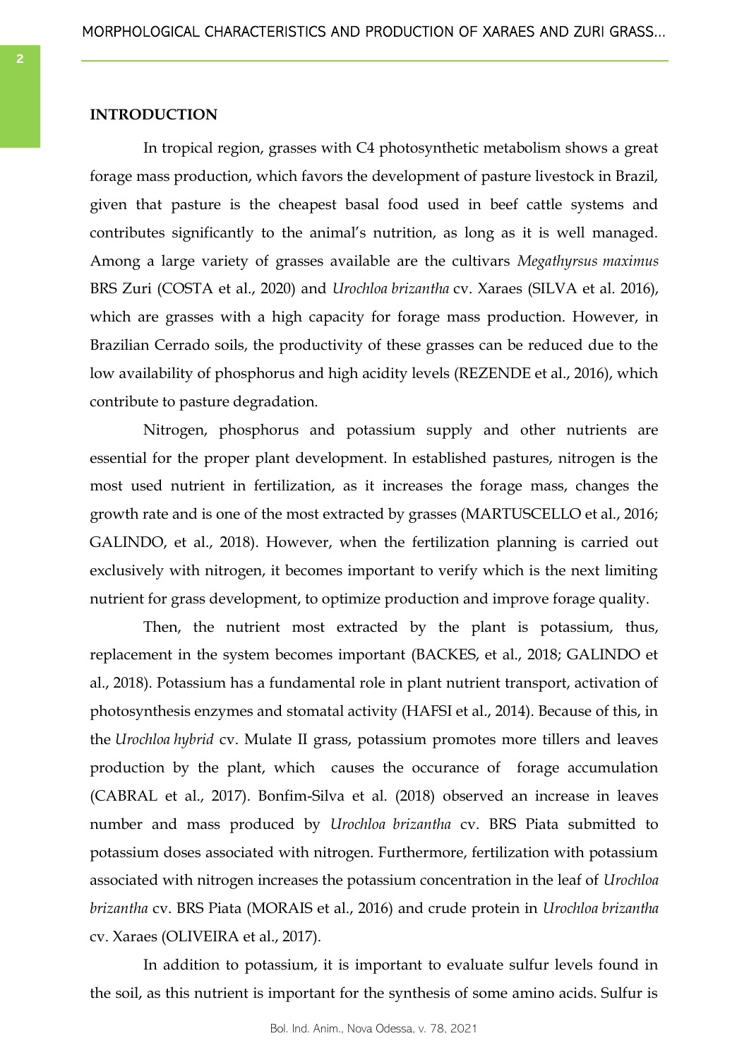## INTRODUCTION

In tropical region, grasses with C4 photosynthetic metabolism shows a great forage mass production, which favors the development of pasture livestock in Brazil, given that pasture is the cheapest basal food used in beef cattle systems and contributes significantly to the animal's nutrition, as long as it is well managed. Among a large variety of grasses available are the cultivars *Megathyrsus maximus* BRS Zuri (COSTA et al., 2020) and *Urochloa brizantha* cv. Xaraes (SILVA et al. 2016), which are grasses with a high capacity for forage mass production. However, in Brazilian Cerrado soils, the productivity of these grasses can be reduced due to the low availability of phosphorus and high acidity levels (REZENDE et al., 2016), which contribute to pasture degradation.

Nitrogen, phosphorus and potassium supply and other nutrients are essential for the proper plant development. In established pastures, nitrogen is the most used nutrient in fertilization, as it increases the forage mass, changes the growth rate and is one of the most extracted by grasses (MARTUSCELLO et al., 2016; GALINDO, et al., 2018). However, when the fertilization planning is carried out exclusively with nitrogen, it becomes important to verify which is the next limiting nutrient for grass development, to optimize production and improve forage quality.

Then, the nutrient most extracted by the plant is potassium, thus, replacement in the system becomes important (BACKES, et al., 2018; GALINDO et al., 2018). Potassium has a fundamental role in plant nutrient transport, activation of photosynthesis enzymes and stomatal activity (HAFSI et al., 2014). Because of this, in the *Urochloa hybrid* cv. Mulate II grass, potassium promotes more tillers and leaves production by the plant, which causes the occurance of forage accumulation (CABRAL et al., 2017). Bonfim-Silva et al. (2018) observed an increase in leaves number and mass produced by *Urochloa brizantha* cv. BRS Piata submitted to potassium doses associated with nitrogen. Furthermore, fertilization with potassium associated with nitrogen increases the potassium concentration in the leaf of *Urochloa brizantha* cv. BRS Piata (MORAIS et al., 2016) and crude protein in *Urochloa brizantha* cv. Xaraes (OLIVEIRA et al., 2017).

In addition to potassium, it is important to evaluate sulfur levels found in the soil, as this nutrient is important for the synthesis of some amino acids. Sulfur is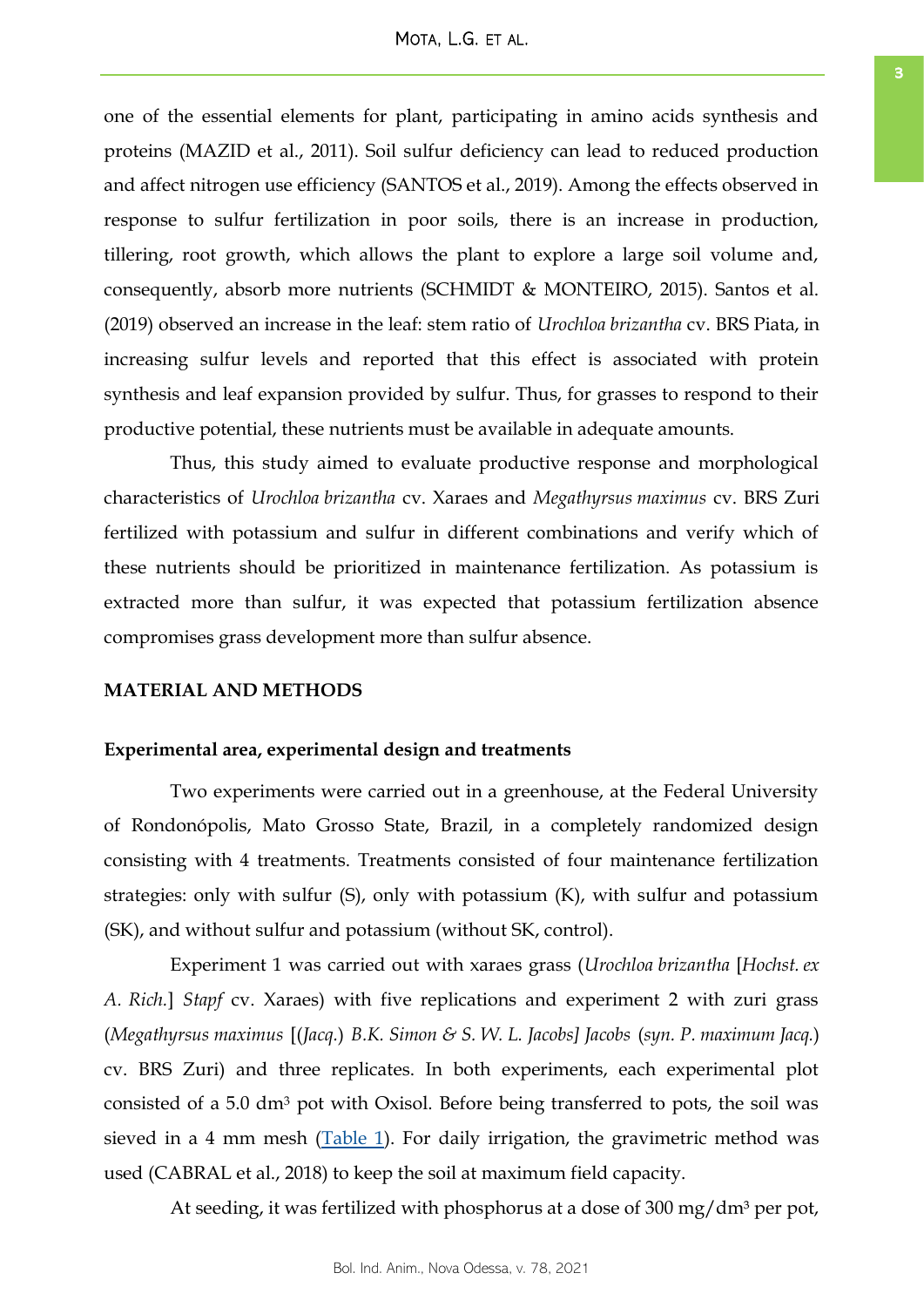one of the essential elements for plant, participating in amino acids synthesis and proteins (MAZID et al., 2011). Soil sulfur deficiency can lead to reduced production and affect nitrogen use efficiency (SANTOS et al., 2019). Among the effects observed in response to sulfur fertilization in poor soils, there is an increase in production, tillering, root growth, which allows the plant to explore a large soil volume and, consequently, absorb more nutrients (SCHMIDT & MONTEIRO, 2015). Santos et al. (2019) observed an increase in the leaf: stem ratio of *Urochloa brizantha* cv. BRS Piata, in increasing sulfur levels and reported that this effect is associated with protein synthesis and leaf expansion provided by sulfur. Thus, for grasses to respond to their productive potential, these nutrients must be available in adequate amounts.

Thus, this study aimed to evaluate productive response and morphological characteristics of *Urochloa brizantha* cv. Xaraes and *Megathyrsus maximus* cv. BRS Zuri fertilized with potassium and sulfur in different combinations and verify which of these nutrients should be prioritized in maintenance fertilization. As potassium is extracted more than sulfur, it was expected that potassium fertilization absence compromises grass development more than sulfur absence.

## MATERIAL AND METHODS

### Experimental area, experimental design and treatments

Two experiments were carried out in a greenhouse, at the Federal University of Rondonópolis, Mato Grosso State, Brazil, in a completely randomized design consisting with 4 treatments. Treatments consisted of four maintenance fertilization strategies: only with sulfur (S), only with potassium (K), with sulfur and potassium (SK), and without sulfur and potassium (without SK, control).

Experiment 1 was carried out with xaraes grass (*Urochloa brizantha* [*Hochst. ex A. Rich.*] *Stapf* cv. Xaraes) with five replications and experiment 2 with zuri grass (*Megathyrsus maximus* [(*Jacq.*) *B.K. Simon & S. W. L. Jacobs] Jacobs* (*syn. P. maximum Jacq.*) cv. BRS Zuri) and three replicates. In both experiments, each experimental plot consisted of a 5.0 dm³ pot with Oxisol. Before being transferred to pots, the soil was sieved in a 4 mm mesh (Table 1). For daily irrigation, the gravimetric method was used (CABRAL et al., 2018) to keep the soil at maximum field capacity.

At seeding, it was fertilized with phosphorus at a dose of 300 mg/dm³ per pot,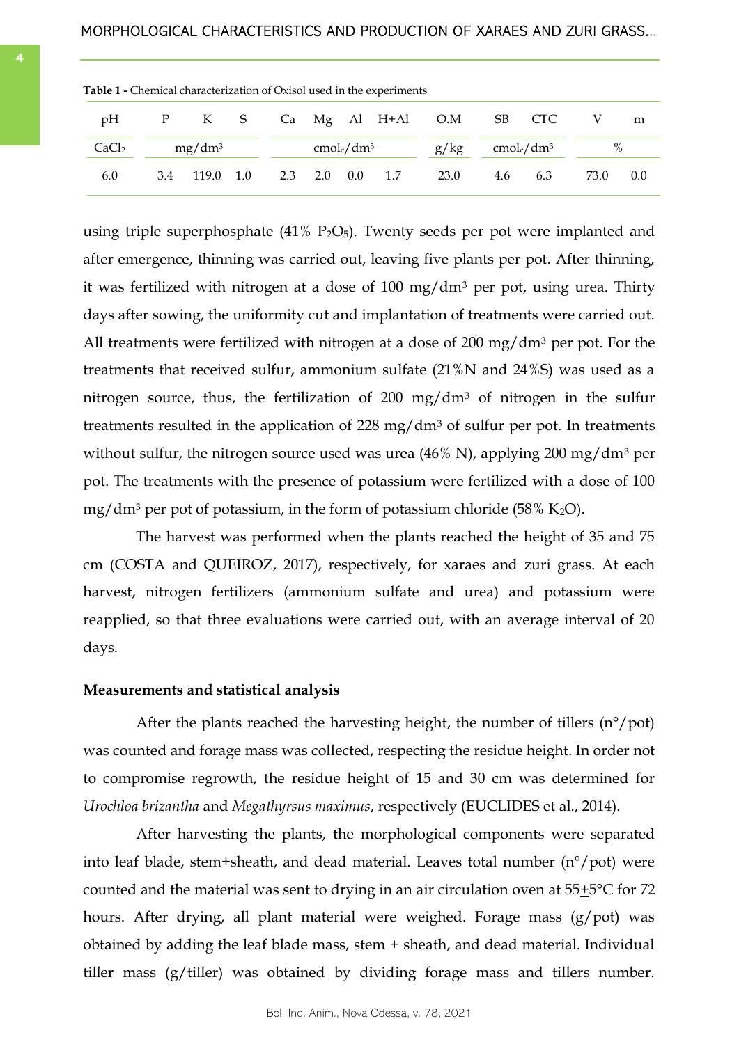**Table 1 -** Chemical characterization of Oxisol used in the experiments

| pH | P | K | S | Ca | Mg | Al | H+Al | O.M | SB | CTC | V | m |
|---|---|---|---|---|---|---|---|---|---|---|---|---|
| $CaCl_2$ | mg/dm³ | | | cmol$_c$/dm³ | | | | g/kg | cmol$_c$/dm³ | | % | |
| 6.0 | 3.4 | 119.0 | 1.0 | 2.3 | 2.0 | 0.0 | 1.7 | 23.0 | 4.6 | 6.3 | 73.0 | 0.0 |

using triple superphosphate (41% $P_2O_5$). Twenty seeds per pot were implanted and after emergence, thinning was carried out, leaving five plants per pot. After thinning, it was fertilized with nitrogen at a dose of 100 mg/dm³ per pot, using urea. Thirty days after sowing, the uniformity cut and implantation of treatments were carried out. All treatments were fertilized with nitrogen at a dose of 200 mg/dm³ per pot. For the treatments that received sulfur, ammonium sulfate (21%N and 24%S) was used as a nitrogen source, thus, the fertilization of 200 mg/dm³ of nitrogen in the sulfur treatments resulted in the application of 228 mg/dm³ of sulfur per pot. In treatments without sulfur, the nitrogen source used was urea (46% N), applying 200 mg/dm³ per pot. The treatments with the presence of potassium were fertilized with a dose of 100 mg/dm³ per pot of potassium, in the form of potassium chloride (58% $K_2O$).

The harvest was performed when the plants reached the height of 35 and 75 cm (COSTA and QUEIROZ, 2017), respectively, for xaraes and zuri grass. At each harvest, nitrogen fertilizers (ammonium sulfate and urea) and potassium were reapplied, so that three evaluations were carried out, with an average interval of 20 days.

### Measurements and statistical analysis

After the plants reached the harvesting height, the number of tillers (n°/pot) was counted and forage mass was collected, respecting the residue height. In order not to compromise regrowth, the residue height of 15 and 30 cm was determined for *Urochloa brizantha* and *Megathyrsus maximus*, respectively (EUCLIDES et al., 2014).

After harvesting the plants, the morphological components were separated into leaf blade, stem+sheath, and dead material. Leaves total number (n°/pot) were counted and the material was sent to drying in an air circulation oven at 55±5°C for 72 hours. After drying, all plant material were weighed. Forage mass (g/pot) was obtained by adding the leaf blade mass, stem + sheath, and dead material. Individual tiller mass (g/tiller) was obtained by dividing forage mass and tillers number.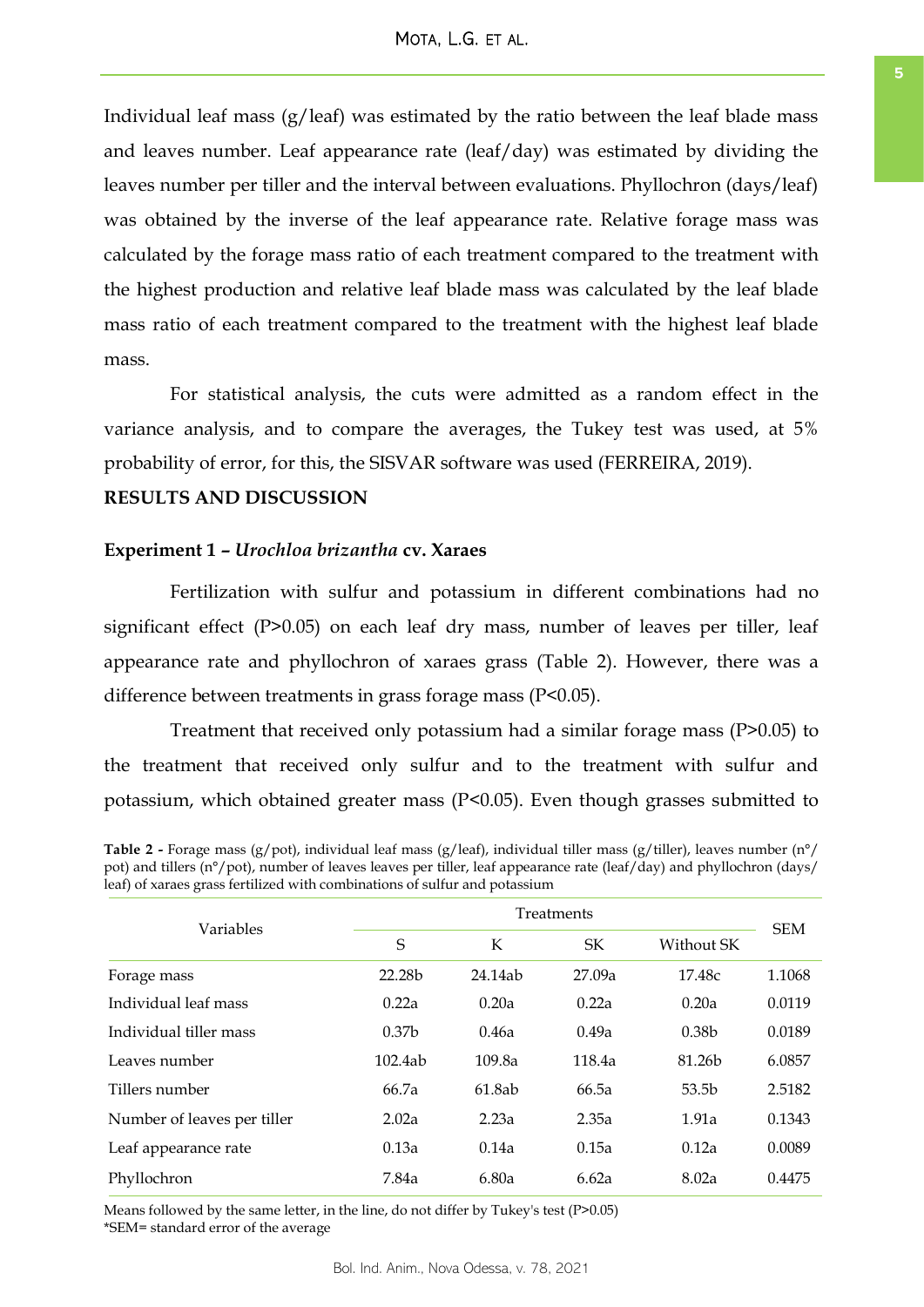Individual leaf mass (g/leaf) was estimated by the ratio between the leaf blade mass and leaves number. Leaf appearance rate (leaf/day) was estimated by dividing the leaves number per tiller and the interval between evaluations. Phyllochron (days/leaf) was obtained by the inverse of the leaf appearance rate. Relative forage mass was calculated by the forage mass ratio of each treatment compared to the treatment with the highest production and relative leaf blade mass was calculated by the leaf blade mass ratio of each treatment compared to the treatment with the highest leaf blade mass.

For statistical analysis, the cuts were admitted as a random effect in the variance analysis, and to compare the averages, the Tukey test was used, at 5% probability of error, for this, the SISVAR software was used (FERREIRA, 2019).

## RESULTS AND DISCUSSION

### Experiment 1 – *Urochloa brizantha* cv. Xaraes

Fertilization with sulfur and potassium in different combinations had no significant effect (P>0.05) on each leaf dry mass, number of leaves per tiller, leaf appearance rate and phyllochron of xaraes grass (Table 2). However, there was a difference between treatments in grass forage mass (P<0.05).

Treatment that received only potassium had a similar forage mass (P>0.05) to the treatment that received only sulfur and to the treatment with sulfur and potassium, which obtained greater mass (P<0.05). Even though grasses submitted to

**Table 2 -** Forage mass (g/pot), individual leaf mass (g/leaf), individual tiller mass (g/tiller), leaves number (n°/pot) and tillers (n°/pot), number of leaves leaves per tiller, leaf appearance rate (leaf/day) and phyllochron (days/leaf) of xaraes grass fertilized with combinations of sulfur and potassium

| Variables | Treatments | | | | SEM |
|---|---|---|---|---|---|
| | S | K | SK | Without SK | |
| Forage mass | 22.28b | 24.14ab | 27.09a | 17.48c | 1.1068 |
| Individual leaf mass | 0.22a | 0.20a | 0.22a | 0.20a | 0.0119 |
| Individual tiller mass | 0.37b | 0.46a | 0.49a | 0.38b | 0.0189 |
| Leaves number | 102.4ab | 109.8a | 118.4a | 81.26b | 6.0857 |
| Tillers number | 66.7a | 61.8ab | 66.5a | 53.5b | 2.5182 |
| Number of leaves per tiller | 2.02a | 2.23a | 2.35a | 1.91a | 0.1343 |
| Leaf appearance rate | 0.13a | 0.14a | 0.15a | 0.12a | 0.0089 |
| Phyllochron | 7.84a | 6.80a | 6.62a | 8.02a | 0.4475 |

Means followed by the same letter, in the line, do not differ by Tukey's test (P>0.05)
*SEM= standard error of the average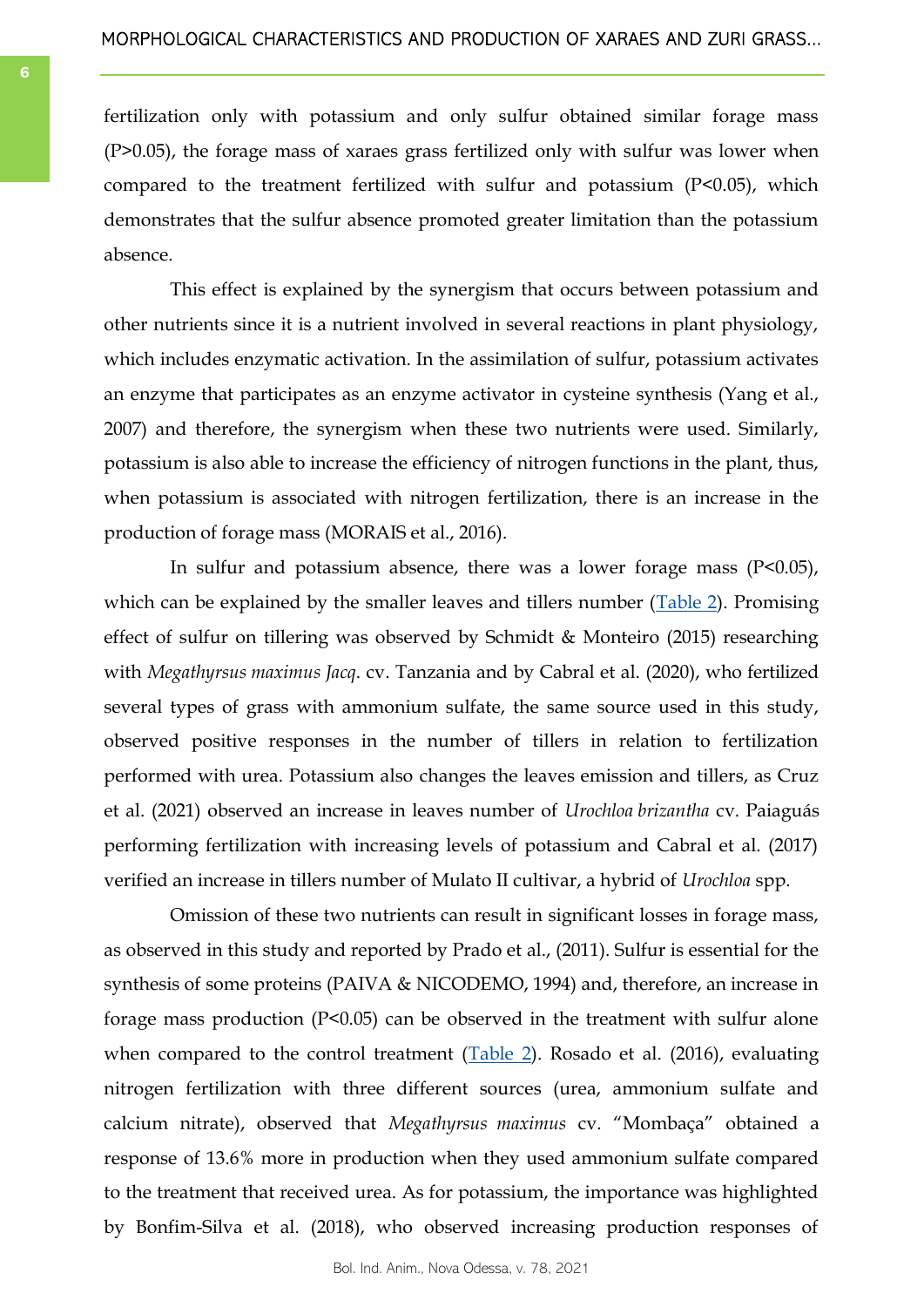fertilization only with potassium and only sulfur obtained similar forage mass ($P>0.05$), the forage mass of xaraes grass fertilized only with sulfur was lower when compared to the treatment fertilized with sulfur and potassium ($P<0.05$), which demonstrates that the sulfur absence promoted greater limitation than the potassium absence.

This effect is explained by the synergism that occurs between potassium and other nutrients since it is a nutrient involved in several reactions in plant physiology, which includes enzymatic activation. In the assimilation of sulfur, potassium activates an enzyme that participates as an enzyme activator in cysteine synthesis (Yang et al., 2007) and therefore, the synergism when these two nutrients were used. Similarly, potassium is also able to increase the efficiency of nitrogen functions in the plant, thus, when potassium is associated with nitrogen fertilization, there is an increase in the production of forage mass (MORAIS et al., 2016).

In sulfur and potassium absence, there was a lower forage mass ($P<0.05$), which can be explained by the smaller leaves and tillers number (Table 2). Promising effect of sulfur on tillering was observed by Schmidt & Monteiro (2015) researching with *Megathyrsus maximus Jacq*. cv. Tanzania and by Cabral et al. (2020), who fertilized several types of grass with ammonium sulfate, the same source used in this study, observed positive responses in the number of tillers in relation to fertilization performed with urea. Potassium also changes the leaves emission and tillers, as Cruz et al. (2021) observed an increase in leaves number of *Urochloa brizantha* cv. Paiaguás performing fertilization with increasing levels of potassium and Cabral et al. (2017) verified an increase in tillers number of Mulato II cultivar, a hybrid of *Urochloa* spp.

Omission of these two nutrients can result in significant losses in forage mass, as observed in this study and reported by Prado et al., (2011). Sulfur is essential for the synthesis of some proteins (PAIVA & NICODEMO, 1994) and, therefore, an increase in forage mass production ($P<0.05$) can be observed in the treatment with sulfur alone when compared to the control treatment (Table 2). Rosado et al. (2016), evaluating nitrogen fertilization with three different sources (urea, ammonium sulfate and calcium nitrate), observed that *Megathyrsus maximus* cv. "Mombaça" obtained a response of 13.6% more in production when they used ammonium sulfate compared to the treatment that received urea. As for potassium, the importance was highlighted by Bonfim-Silva et al. (2018), who observed increasing production responses of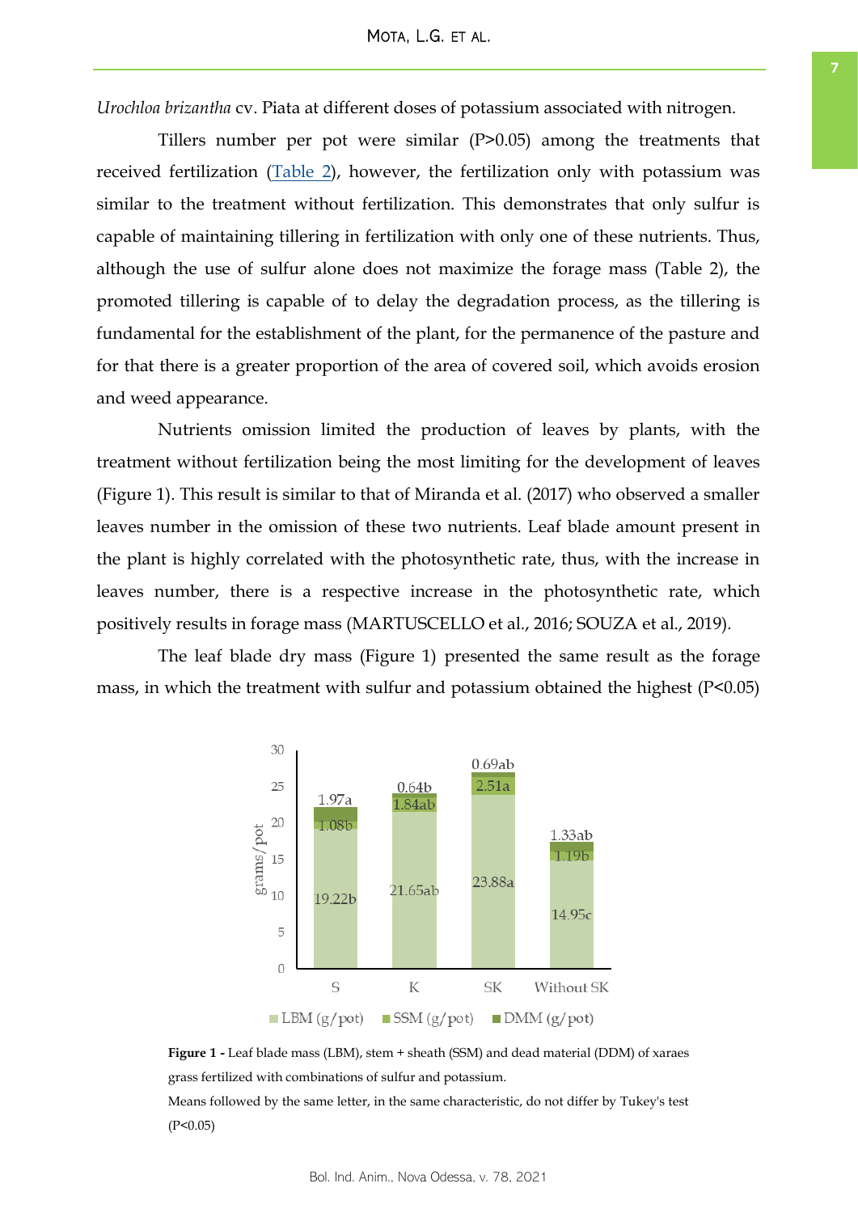*Urochloa brizantha* cv. Piata at different doses of potassium associated with nitrogen.

Tillers number per pot were similar (P>0.05) among the treatments that received fertilization (Table 2), however, the fertilization only with potassium was similar to the treatment without fertilization. This demonstrates that only sulfur is capable of maintaining tillering in fertilization with only one of these nutrients. Thus, although the use of sulfur alone does not maximize the forage mass (Table 2), the promoted tillering is capable of to delay the degradation process, as the tillering is fundamental for the establishment of the plant, for the permanence of the pasture and for that there is a greater proportion of the area of covered soil, which avoids erosion and weed appearance.

Nutrients omission limited the production of leaves by plants, with the treatment without fertilization being the most limiting for the development of leaves (Figure 1). This result is similar to that of Miranda et al. (2017) who observed a smaller leaves number in the omission of these two nutrients. Leaf blade amount present in the plant is highly correlated with the photosynthetic rate, thus, with the increase in leaves number, there is a respective increase in the photosynthetic rate, which positively results in forage mass (MARTUSCELLO et al., 2016; SOUZA et al., 2019).

The leaf blade dry mass (Figure 1) presented the same result as the forage mass, in which the treatment with sulfur and potassium obtained the highest (P<0.05)

| Treatment | LBM (g/pot) | SSM (g/pot) | DMM (g/pot) |
|---|---|---|---|
| S | 19.22b | 1.08b | 1.97a |
| K | 21.65ab | 1.84ab | 0.64b |
| SK | 23.88a | 2.51a | 0.69ab |
| Without SK | 14.95c | 1.19b | 1.33ab |

**Figure 1 -** Leaf blade mass (LBM), stem + sheath (SSM) and dead material (DDM) of xaraes grass fertilized with combinations of sulfur and potassium.
Means followed by the same letter, in the same characteristic, do not differ by Tukey's test (P<0.05)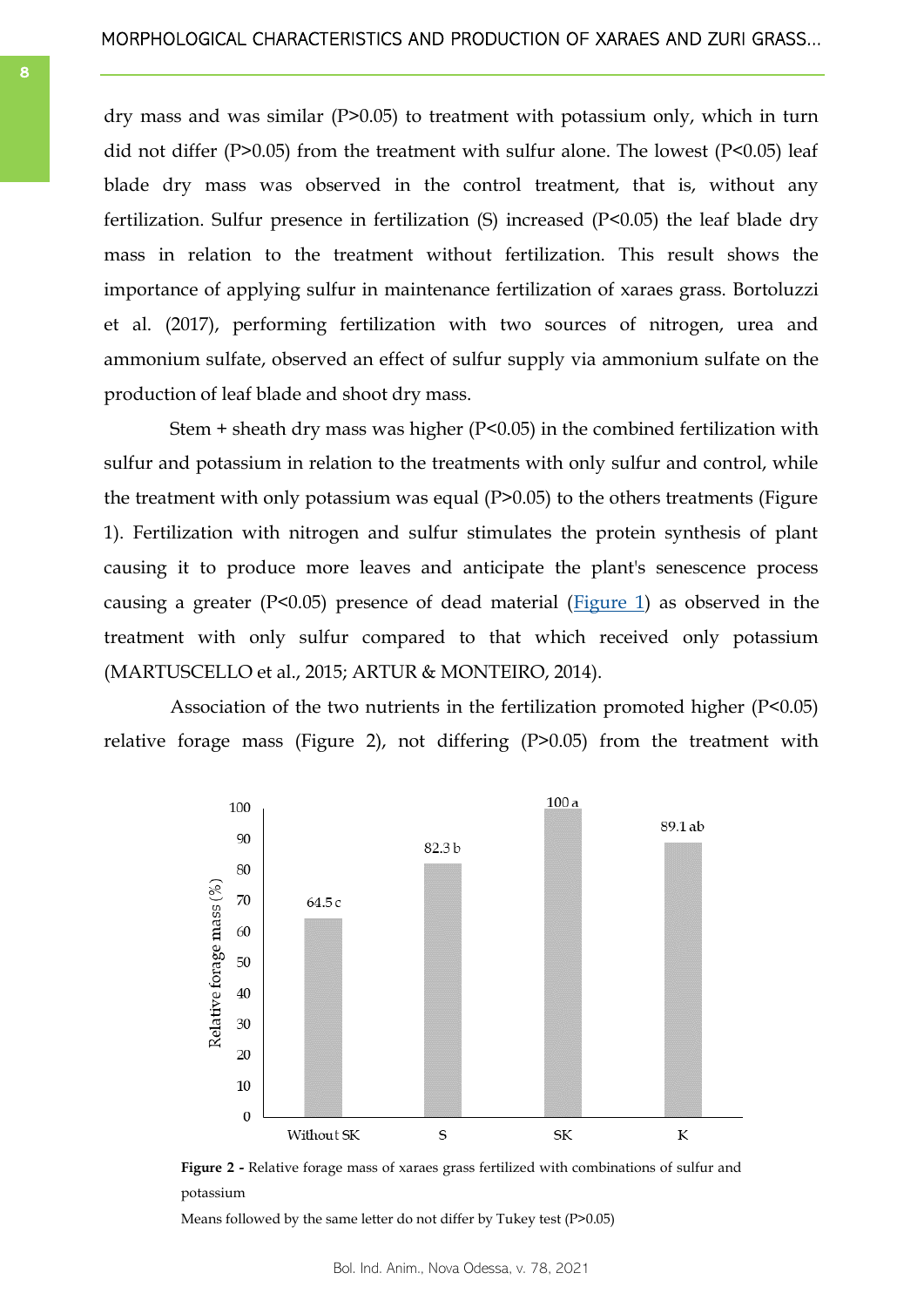dry mass and was similar (P>0.05) to treatment with potassium only, which in turn did not differ (P>0.05) from the treatment with sulfur alone. The lowest (P<0.05) leaf blade dry mass was observed in the control treatment, that is, without any fertilization. Sulfur presence in fertilization (S) increased (P<0.05) the leaf blade dry mass in relation to the treatment without fertilization. This result shows the importance of applying sulfur in maintenance fertilization of xaraes grass. Bortoluzzi et al. (2017), performing fertilization with two sources of nitrogen, urea and ammonium sulfate, observed an effect of sulfur supply via ammonium sulfate on the production of leaf blade and shoot dry mass.

Stem + sheath dry mass was higher (P<0.05) in the combined fertilization with sulfur and potassium in relation to the treatments with only sulfur and control, while the treatment with only potassium was equal (P>0.05) to the others treatments (Figure 1). Fertilization with nitrogen and sulfur stimulates the protein synthesis of plant causing it to produce more leaves and anticipate the plant's senescence process causing a greater (P<0.05) presence of dead material (Figure 1) as observed in the treatment with only sulfur compared to that which received only potassium (MARTUSCELLO et al., 2015; ARTUR & MONTEIRO, 2014).

Association of the two nutrients in the fertilization promoted higher (P<0.05) relative forage mass (Figure 2), not differing (P>0.05) from the treatment with

| Treatment | Relative forage mass (%) |
|---|---|
| Without SK | 64.5 c |
| S | 82.3 b |
| SK | 100 a |
| K | 89.1 ab |

**Figure 2 -** Relative forage mass of xaraes grass fertilized with combinations of sulfur and potassium

Means followed by the same letter do not differ by Tukey test (P>0.05)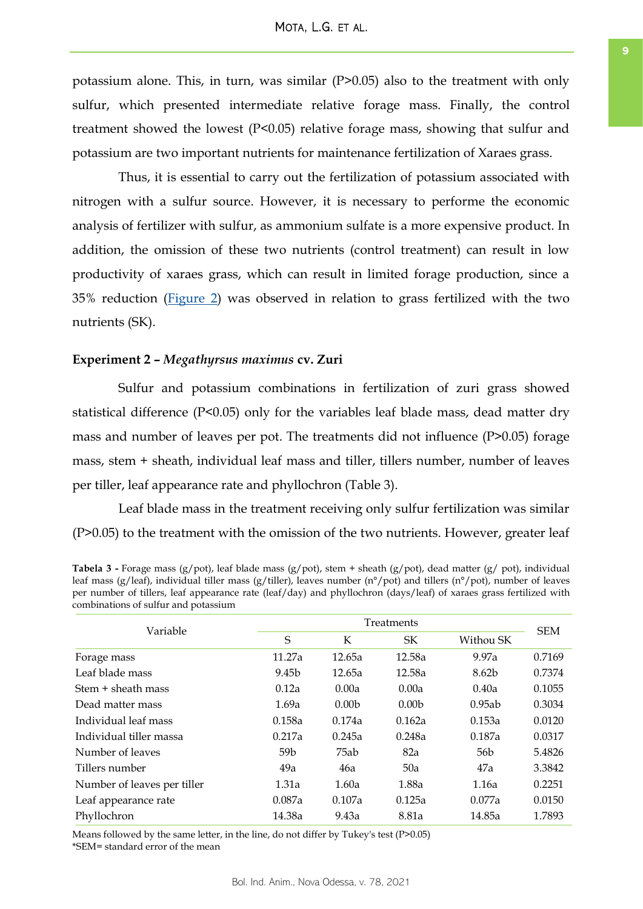potassium alone. This, in turn, was similar (P>0.05) also to the treatment with only sulfur, which presented intermediate relative forage mass. Finally, the control treatment showed the lowest (P<0.05) relative forage mass, showing that sulfur and potassium are two important nutrients for maintenance fertilization of Xaraes grass.

Thus, it is essential to carry out the fertilization of potassium associated with nitrogen with a sulfur source. However, it is necessary to performe the economic analysis of fertilizer with sulfur, as ammonium sulfate is a more expensive product. In addition, the omission of these two nutrients (control treatment) can result in low productivity of xaraes grass, which can result in limited forage production, since a 35% reduction (Figure 2) was observed in relation to grass fertilized with the two nutrients (SK).

### Experiment 2 – *Megathyrsus maximus* cv. Zuri

Sulfur and potassium combinations in fertilization of zuri grass showed statistical difference (P<0.05) only for the variables leaf blade mass, dead matter dry mass and number of leaves per pot. The treatments did not influence (P>0.05) forage mass, stem + sheath, individual leaf mass and tiller, tillers number, number of leaves per tiller, leaf appearance rate and phyllochron (Table 3).

Leaf blade mass in the treatment receiving only sulfur fertilization was similar (P>0.05) to the treatment with the omission of the two nutrients. However, greater leaf

**Tabela 3 -** Forage mass (g/pot), leaf blade mass (g/pot), stem + sheath (g/pot), dead matter (g/ pot), individual leaf mass (g/leaf), individual tiller mass (g/tiller), leaves number (n°/pot) and tillers (n°/pot), number of leaves per number of tillers, leaf appearance rate (leaf/day) and phyllochron (days/leaf) of xaraes grass fertilized with combinations of sulfur and potassium

| Variable | Treatments | | | | SEM |
|---|---|---|---|---|---|
| | S | K | SK | Withou SK | |
| Forage mass | 11.27a | 12.65a | 12.58a | 9.97a | 0.7169 |
| Leaf blade mass | 9.45b | 12.65a | 12.58a | 8.62b | 0.7374 |
| Stem + sheath mass | 0.12a | 0.00a | 0.00a | 0.40a | 0.1055 |
| Dead matter mass | 1.69a | 0.00b | 0.00b | 0.95ab | 0.3034 |
| Individual leaf mass | 0.158a | 0.174a | 0.162a | 0.153a | 0.0120 |
| Individual tiller massa | 0.217a | 0.245a | 0.248a | 0.187a | 0.0317 |
| Number of leaves | 59b | 75ab | 82a | 56b | 5.4826 |
| Tillers number | 49a | 46a | 50a | 47a | 3.3842 |
| Number of leaves per tiller | 1.31a | 1.60a | 1.88a | 1.16a | 0.2251 |
| Leaf appearance rate | 0.087a | 0.107a | 0.125a | 0.077a | 0.0150 |
| Phyllochron | 14.38a | 9.43a | 8.81a | 14.85a | 1.7893 |

Means followed by the same letter, in the line, do not differ by Tukey's test (P>0.05)
*SEM= standard error of the mean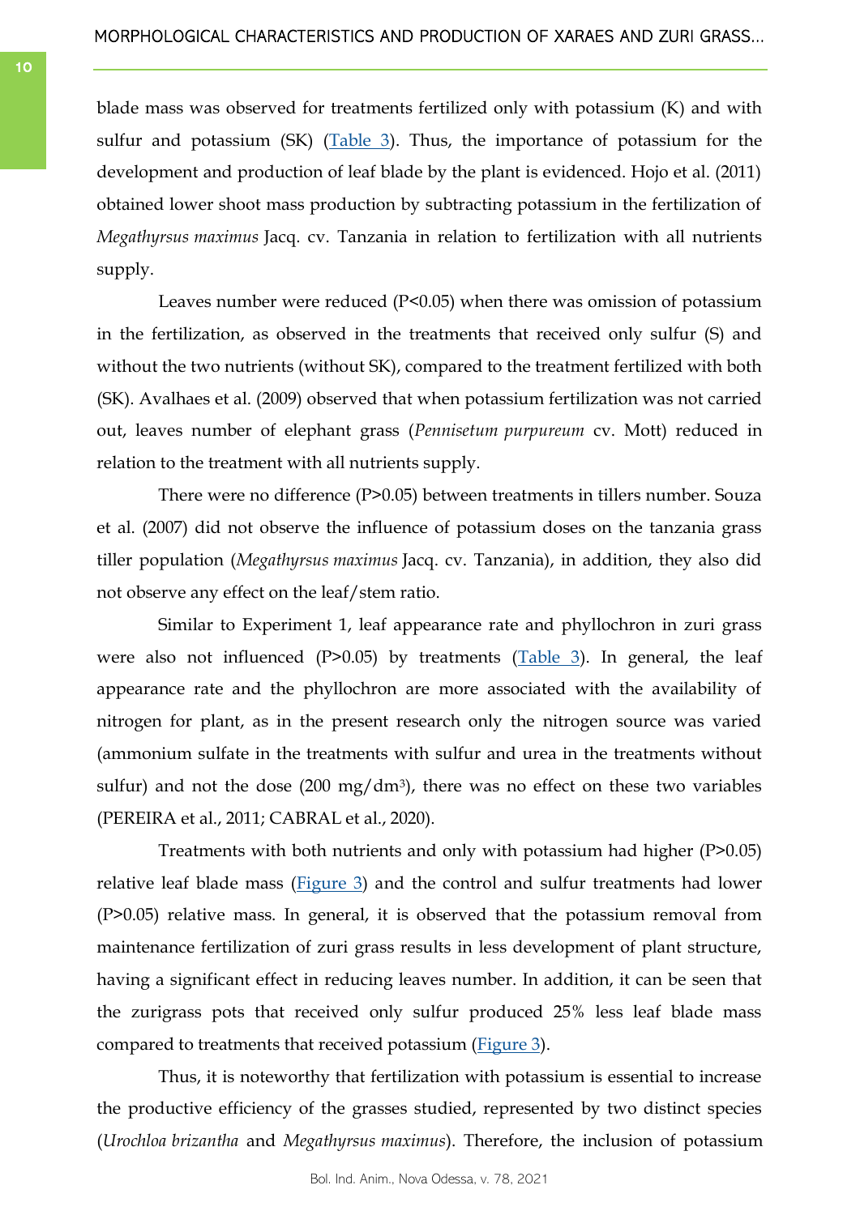blade mass was observed for treatments fertilized only with potassium (K) and with sulfur and potassium (SK) (Table 3). Thus, the importance of potassium for the development and production of leaf blade by the plant is evidenced. Hojo et al. (2011) obtained lower shoot mass production by subtracting potassium in the fertilization of *Megathyrsus maximus* Jacq. cv. Tanzania in relation to fertilization with all nutrients supply.

Leaves number were reduced ($P<0.05$) when there was omission of potassium in the fertilization, as observed in the treatments that received only sulfur (S) and without the two nutrients (without SK), compared to the treatment fertilized with both (SK). Avalhaes et al. (2009) observed that when potassium fertilization was not carried out, leaves number of elephant grass (*Pennisetum purpureum* cv. Mott) reduced in relation to the treatment with all nutrients supply.

There were no difference ($P>0.05$) between treatments in tillers number. Souza et al. (2007) did not observe the influence of potassium doses on the tanzania grass tiller population (*Megathyrsus maximus* Jacq. cv. Tanzania), in addition, they also did not observe any effect on the leaf/stem ratio.

Similar to Experiment 1, leaf appearance rate and phyllochron in zuri grass were also not influenced ($P>0.05$) by treatments (Table 3). In general, the leaf appearance rate and the phyllochron are more associated with the availability of nitrogen for plant, as in the present research only the nitrogen source was varied (ammonium sulfate in the treatments with sulfur and urea in the treatments without sulfur) and not the dose (200 mg/dm$^3$), there was no effect on these two variables (PEREIRA et al., 2011; CABRAL et al., 2020).

Treatments with both nutrients and only with potassium had higher ($P>0.05$) relative leaf blade mass (Figure 3) and the control and sulfur treatments had lower ($P>0.05$) relative mass. In general, it is observed that the potassium removal from maintenance fertilization of zuri grass results in less development of plant structure, having a significant effect in reducing leaves number. In addition, it can be seen that the zurigrass pots that received only sulfur produced 25% less leaf blade mass compared to treatments that received potassium (Figure 3).

Thus, it is noteworthy that fertilization with potassium is essential to increase the productive efficiency of the grasses studied, represented by two distinct species (*Urochloa brizantha* and *Megathyrsus maximus*). Therefore, the inclusion of potassium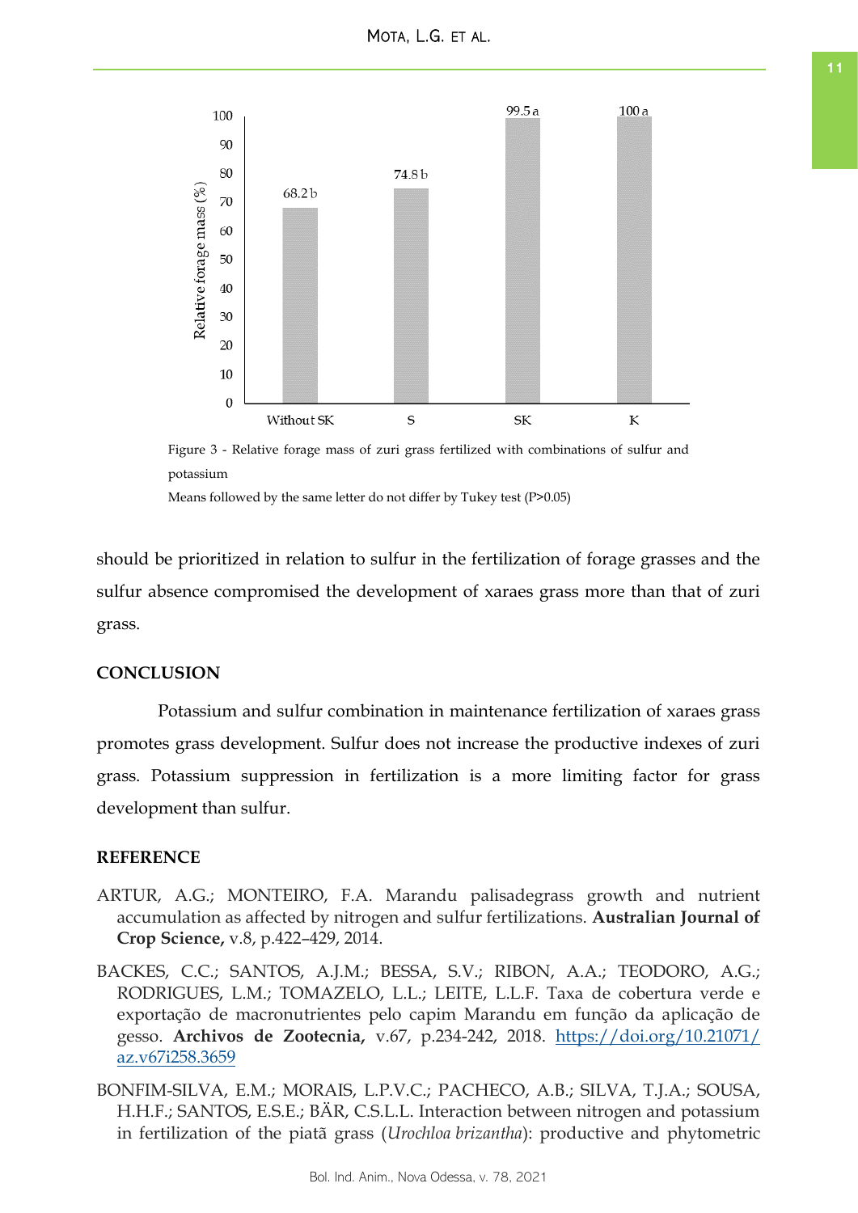Figure 3 - Relative forage mass of zuri grass fertilized with combinations of sulfur and potassium

Means followed by the same letter do not differ by Tukey test (P>0.05)

should be prioritized in relation to sulfur in the fertilization of forage grasses and the sulfur absence compromised the development of xaraes grass more than that of zuri grass.

## CONCLUSION

Potassium and sulfur combination in maintenance fertilization of xaraes grass promotes grass development. Sulfur does not increase the productive indexes of zuri grass. Potassium suppression in fertilization is a more limiting factor for grass development than sulfur.

## REFERENCE

ARTUR, A.G.; MONTEIRO, F.A. Marandu palisadegrass growth and nutrient accumulation as affected by nitrogen and sulfur fertilizations. **Australian Journal of Crop Science,** v.8, p.422–429, 2014.

BACKES, C.C.; SANTOS, A.J.M.; BESSA, S.V.; RIBON, A.A.; TEODORO, A.G.; RODRIGUES, L.M.; TOMAZELO, L.L.; LEITE, L.L.F. Taxa de cobertura verde e exportação de macronutrientes pelo capim Marandu em função da aplicação de gesso. **Archivos de Zootecnia,** v.67, p.234-242, 2018. https://doi.org/10.21071/az.v67i258.3659

BONFIM-SILVA, E.M.; MORAIS, L.P.V.C.; PACHECO, A.B.; SILVA, T.J.A.; SOUSA, H.H.F.; SANTOS, E.S.E.; BÄR, C.S.L.L. Interaction between nitrogen and potassium in fertilization of the piatã grass (*Urochloa brizantha*): productive and phytometric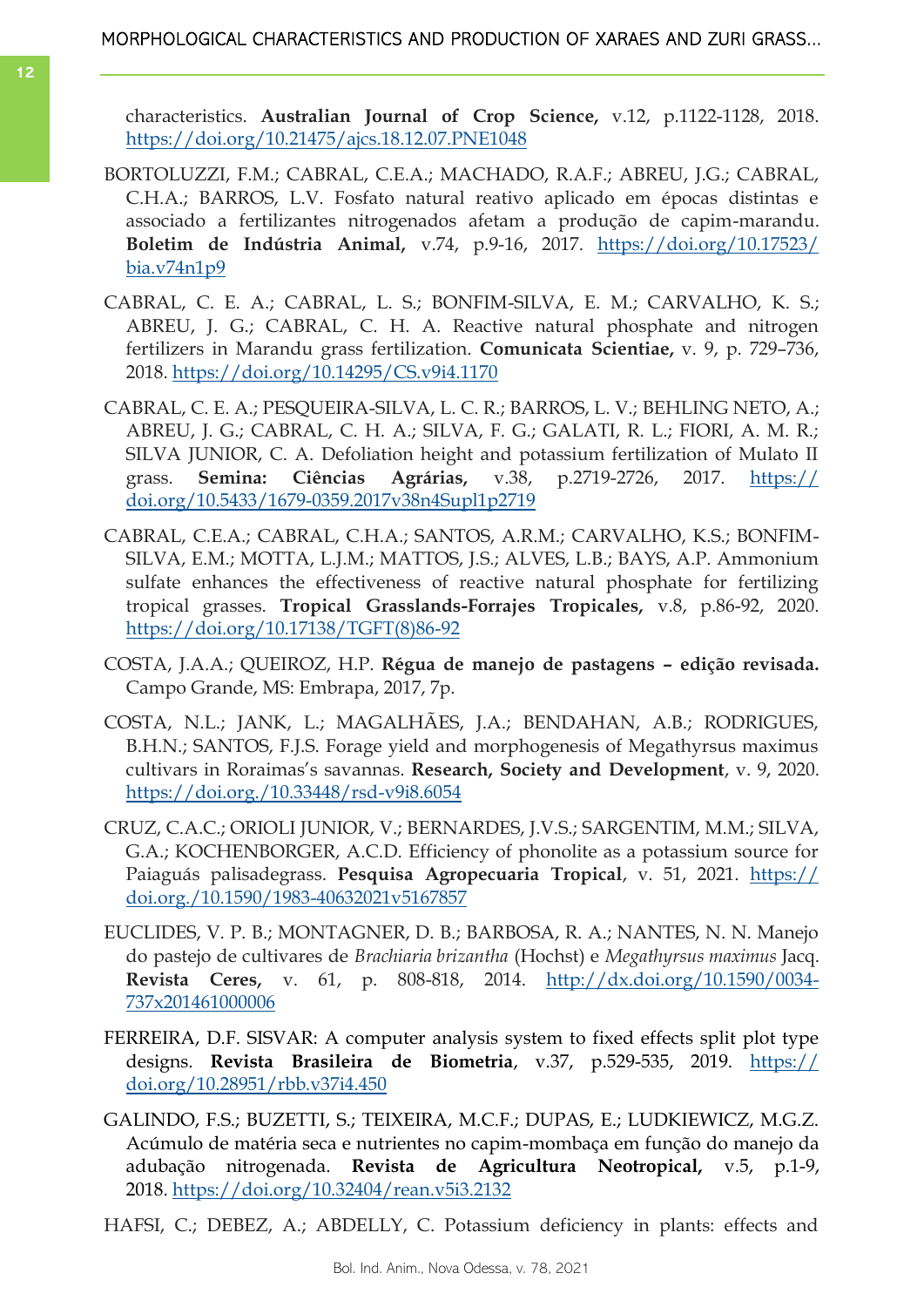characteristics. **Australian Journal of Crop Science,** v.12, p.1122-1128, 2018. https://doi.org/10.21475/ajcs.18.12.07.PNE1048

BORTOLUZZI, F.M.; CABRAL, C.E.A.; MACHADO, R.A.F.; ABREU, J.G.; CABRAL, C.H.A.; BARROS, L.V. Fosfato natural reativo aplicado em épocas distintas e associado a fertilizantes nitrogenados afetam a produção de capim-marandu. **Boletim de Indústria Animal,** v.74, p.9-16, 2017. https://doi.org/10.17523/bia.v74n1p9

CABRAL, C. E. A.; CABRAL, L. S.; BONFIM-SILVA, E. M.; CARVALHO, K. S.; ABREU, J. G.; CABRAL, C. H. A. Reactive natural phosphate and nitrogen fertilizers in Marandu grass fertilization. **Comunicata Scientiae,** v. 9, p. 729–736, 2018. https://doi.org/10.14295/CS.v9i4.1170

CABRAL, C. E. A.; PESQUEIRA-SILVA, L. C. R.; BARROS, L. V.; BEHLING NETO, A.; ABREU, J. G.; CABRAL, C. H. A.; SILVA, F. G.; GALATI, R. L.; FIORI, A. M. R.; SILVA JUNIOR, C. A. Defoliation height and potassium fertilization of Mulato II grass. **Semina: Ciências Agrárias,** v.38, p.2719-2726, 2017. https://doi.org/10.5433/1679-0359.2017v38n4Supl1p2719

CABRAL, C.E.A.; CABRAL, C.H.A.; SANTOS, A.R.M.; CARVALHO, K.S.; BONFIM-SILVA, E.M.; MOTTA, L.J.M.; MATTOS, J.S.; ALVES, L.B.; BAYS, A.P. Ammonium sulfate enhances the effectiveness of reactive natural phosphate for fertilizing tropical grasses. **Tropical Grasslands-Forrajes Tropicales,** v.8, p.86-92, 2020. https://doi.org/10.17138/TGFT(8)86-92

COSTA, J.A.A.; QUEIROZ, H.P. **Régua de manejo de pastagens – edição revisada.** Campo Grande, MS: Embrapa, 2017, 7p.

COSTA, N.L.; JANK, L.; MAGALHÃES, J.A.; BENDAHAN, A.B.; RODRIGUES, B.H.N.; SANTOS, F.J.S. Forage yield and morphogenesis of Megathyrsus maximus cultivars in Roraimas's savannas. **Research, Society and Development**, v. 9, 2020. https://doi.org./10.33448/rsd-v9i8.6054

CRUZ, C.A.C.; ORIOLI JUNIOR, V.; BERNARDES, J.V.S.; SARGENTIM, M.M.; SILVA, G.A.; KOCHENBORGER, A.C.D. Efficiency of phonolite as a potassium source for Paiaguás palisadegrass. **Pesquisa Agropecuaria Tropical**, v. 51, 2021. https://doi.org./10.1590/1983-40632021v5167857

EUCLIDES, V. P. B.; MONTAGNER, D. B.; BARBOSA, R. A.; NANTES, N. N. Manejo do pastejo de cultivares de *Brachiaria brizantha* (Hochst) e *Megathyrsus maximus* Jacq. **Revista Ceres,** v. 61, p. 808-818, 2014. http://dx.doi.org/10.1590/0034-737x201461000006

FERREIRA, D.F. SISVAR: A computer analysis system to fixed effects split plot type designs. **Revista Brasileira de Biometria**, v.37, p.529-535, 2019. https://doi.org/10.28951/rbb.v37i4.450

GALINDO, F.S.; BUZETTI, S.; TEIXEIRA, M.C.F.; DUPAS, E.; LUDKIEWICZ, M.G.Z. Acúmulo de matéria seca e nutrientes no capim-mombaça em função do manejo da adubação nitrogenada. **Revista de Agricultura Neotropical,** v.5, p.1-9, 2018. https://doi.org/10.32404/rean.v5i3.2132

HAFSI, C.; DEBEZ, A.; ABDELLY, C. Potassium deficiency in plants: effects and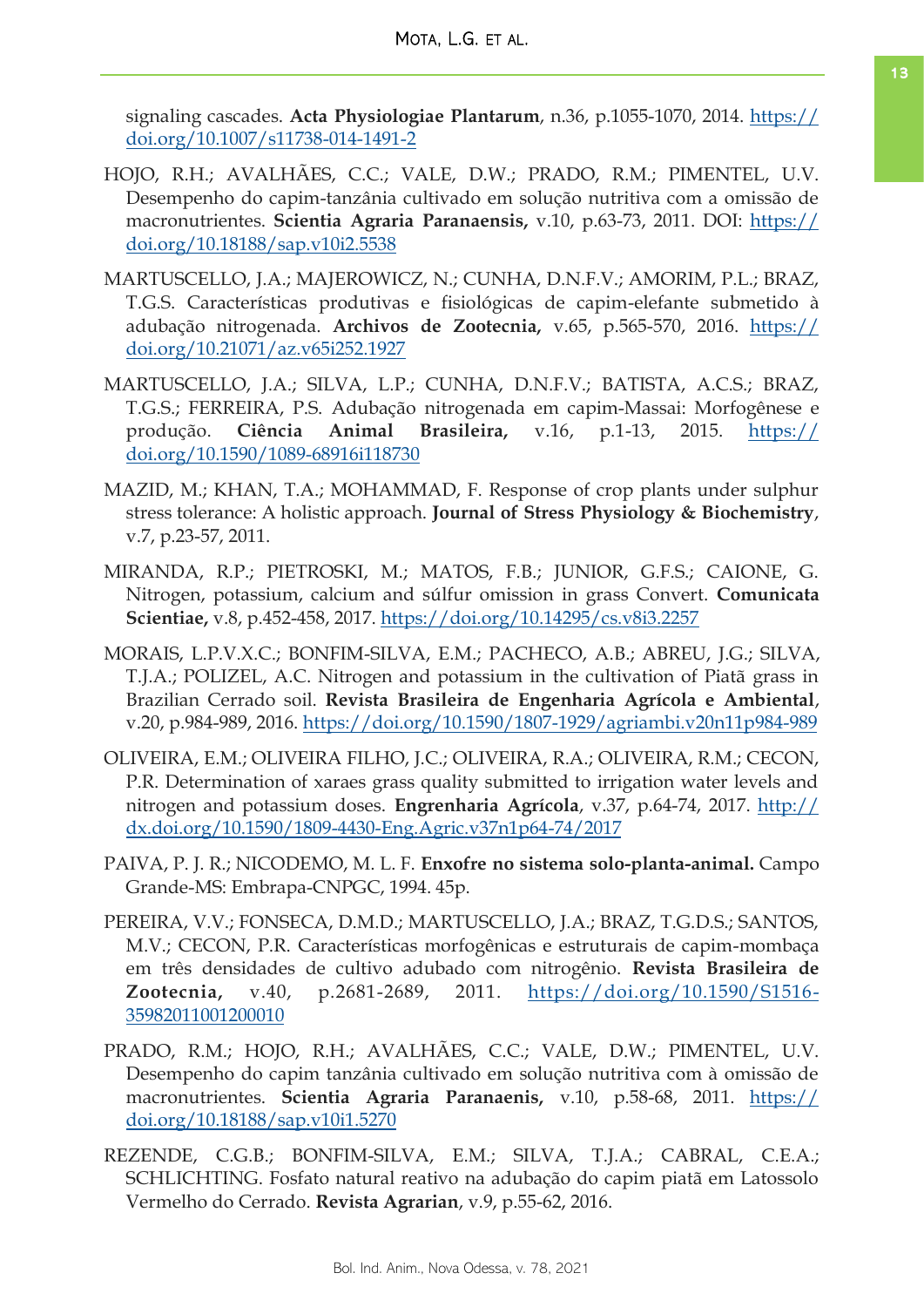signaling cascades. **Acta Physiologiae Plantarum**, n.36, p.1055-1070, 2014. https://doi.org/10.1007/s11738-014-1491-2

HOJO, R.H.; AVALHÃES, C.C.; VALE, D.W.; PRADO, R.M.; PIMENTEL, U.V. Desempenho do capim-tanzânia cultivado em solução nutritiva com a omissão de macronutrientes. **Scientia Agraria Paranaensis,** v.10, p.63-73, 2011. DOI: https://doi.org/10.18188/sap.v10i2.5538

MARTUSCELLO, J.A.; MAJEROWICZ, N.; CUNHA, D.N.F.V.; AMORIM, P.L.; BRAZ, T.G.S. Características produtivas e fisiológicas de capim-elefante submetido à adubação nitrogenada. **Archivos de Zootecnia,** v.65, p.565-570, 2016. https://doi.org/10.21071/az.v65i252.1927

MARTUSCELLO, J.A.; SILVA, L.P.; CUNHA, D.N.F.V.; BATISTA, A.C.S.; BRAZ, T.G.S.; FERREIRA, P.S. Adubação nitrogenada em capim-Massai: Morfogênese e produção. **Ciência Animal Brasileira,** v.16, p.1-13, 2015. https://doi.org/10.1590/1089-68916i118730

MAZID, M.; KHAN, T.A.; MOHAMMAD, F. Response of crop plants under sulphur stress tolerance: A holistic approach. **Journal of Stress Physiology & Biochemistry**, v.7, p.23-57, 2011.

MIRANDA, R.P.; PIETROSKI, M.; MATOS, F.B.; JUNIOR, G.F.S.; CAIONE, G. Nitrogen, potassium, calcium and súlfur omission in grass Convert. **Comunicata Scientiae,** v.8, p.452-458, 2017. https://doi.org/10.14295/cs.v8i3.2257

MORAIS, L.P.V.X.C.; BONFIM-SILVA, E.M.; PACHECO, A.B.; ABREU, J.G.; SILVA, T.J.A.; POLIZEL, A.C. Nitrogen and potassium in the cultivation of Piatã grass in Brazilian Cerrado soil. **Revista Brasileira de Engenharia Agrícola e Ambiental**, v.20, p.984-989, 2016. https://doi.org/10.1590/1807-1929/agriambi.v20n11p984-989

OLIVEIRA, E.M.; OLIVEIRA FILHO, J.C.; OLIVEIRA, R.A.; OLIVEIRA, R.M.; CECON, P.R. Determination of xaraes grass quality submitted to irrigation water levels and nitrogen and potassium doses. **Engrenharia Agrícola**, v.37, p.64-74, 2017. http://dx.doi.org/10.1590/1809-4430-Eng.Agric.v37n1p64-74/2017

PAIVA, P. J. R.; NICODEMO, M. L. F. **Enxofre no sistema solo-planta-animal.** Campo Grande-MS: Embrapa-CNPGC, 1994. 45p.

PEREIRA, V.V.; FONSECA, D.M.D.; MARTUSCELLO, J.A.; BRAZ, T.G.D.S.; SANTOS, M.V.; CECON, P.R. Características morfogênicas e estruturais de capim-mombaça em três densidades de cultivo adubado com nitrogênio. **Revista Brasileira de Zootecnia,** v.40, p.2681-2689, 2011. https://doi.org/10.1590/S1516-35982011001200010

PRADO, R.M.; HOJO, R.H.; AVALHÃES, C.C.; VALE, D.W.; PIMENTEL, U.V. Desempenho do capim tanzânia cultivado em solução nutritiva com à omissão de macronutrientes. **Scientia Agraria Paranaenis,** v.10, p.58-68, 2011. https://doi.org/10.18188/sap.v10i1.5270

REZENDE, C.G.B.; BONFIM-SILVA, E.M.; SILVA, T.J.A.; CABRAL, C.E.A.; SCHLICHTING. Fosfato natural reativo na adubação do capim piatã em Latossolo Vermelho do Cerrado. **Revista Agrarian**, v.9, p.55-62, 2016.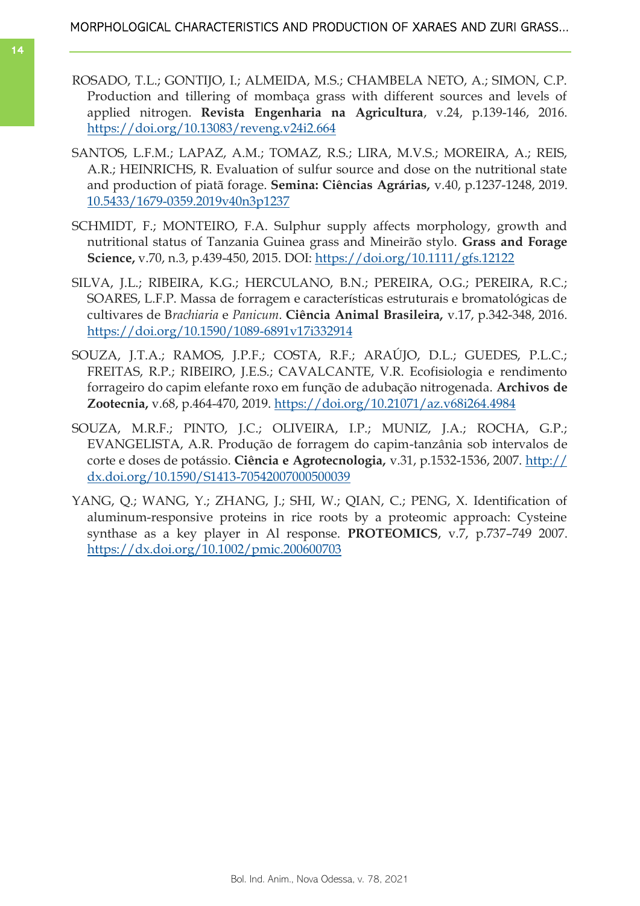ROSADO, T.L.; GONTIJO, I.; ALMEIDA, M.S.; CHAMBELA NETO, A.; SIMON, C.P. Production and tillering of mombaça grass with different sources and levels of applied nitrogen. **Revista Engenharia na Agricultura**, v.24, p.139-146, 2016. https://doi.org/10.13083/reveng.v24i2.664

SANTOS, L.F.M.; LAPAZ, A.M.; TOMAZ, R.S.; LIRA, M.V.S.; MOREIRA, A.; REIS, A.R.; HEINRICHS, R. Evaluation of sulfur source and dose on the nutritional state and production of piatã forage. **Semina: Ciências Agrárias,** v.40, p.1237-1248, 2019. 10.5433/1679-0359.2019v40n3p1237

SCHMIDT, F.; MONTEIRO, F.A. Sulphur supply affects morphology, growth and nutritional status of Tanzania Guinea grass and Mineirão stylo. **Grass and Forage Science,** v.70, n.3, p.439-450, 2015. DOI: https://doi.org/10.1111/gfs.12122

SILVA, J.L.; RIBEIRA, K.G.; HERCULANO, B.N.; PEREIRA, O.G.; PEREIRA, R.C.; SOARES, L.F.P. Massa de forragem e características estruturais e bromatológicas de cultivares de B*rachiaria* e *Panicum*. **Ciência Animal Brasileira,** v.17, p.342-348, 2016. https://doi.org/10.1590/1089-6891v17i332914

SOUZA, J.T.A.; RAMOS, J.P.F.; COSTA, R.F.; ARAÚJO, D.L.; GUEDES, P.L.C.; FREITAS, R.P.; RIBEIRO, J.E.S.; CAVALCANTE, V.R. Ecofisiologia e rendimento forrageiro do capim elefante roxo em função de adubação nitrogenada. **Archivos de Zootecnia,** v.68, p.464-470, 2019. https://doi.org/10.21071/az.v68i264.4984

SOUZA, M.R.F.; PINTO, J.C.; OLIVEIRA, I.P.; MUNIZ, J.A.; ROCHA, G.P.; EVANGELISTA, A.R. Produção de forragem do capim-tanzânia sob intervalos de corte e doses de potássio. **Ciência e Agrotecnologia,** v.31, p.1532-1536, 2007. http://dx.doi.org/10.1590/S1413-70542007000500039

YANG, Q.; WANG, Y.; ZHANG, J.; SHI, W.; QIAN, C.; PENG, X. Identification of aluminum-responsive proteins in rice roots by a proteomic approach: Cysteine synthase as a key player in Al response. **PROTEOMICS**, v.7, p.737–749 2007. https://dx.doi.org/10.1002/pmic.200600703